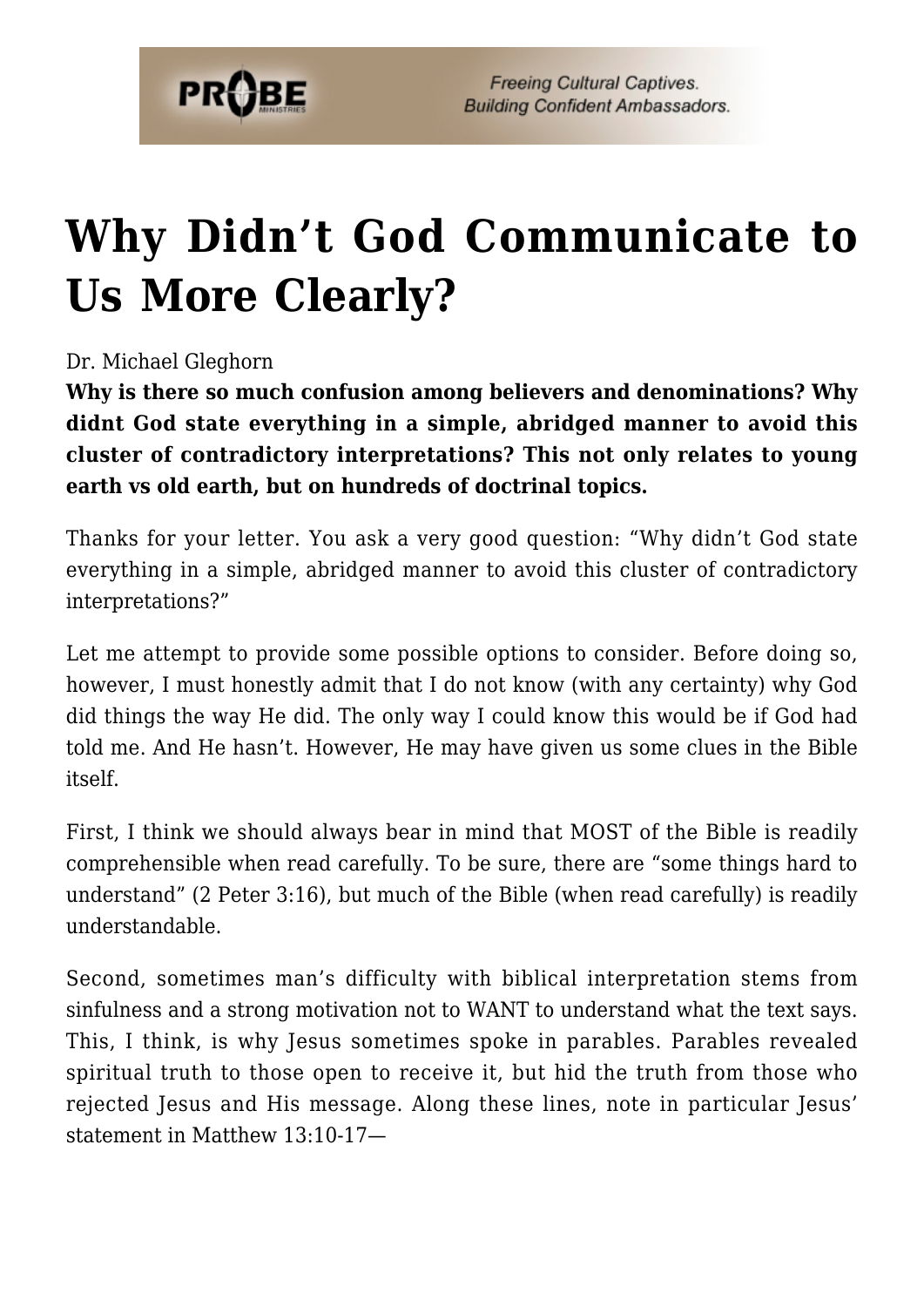# Why Didn't God Communicate to Us More Clearly?

Dr. Michael Gleghorn

**Why is there so much confusion among believers and denominations? Why didnt God state everything in a simple, abridged manner to avoid this cluster of contradictory interpretations? This not only relates to young earth vs old earth, but on hundreds of doctrinal topics.**

Thanks for your letter. You ask a very good question: "Why didn't God state everything in a simple, abridged manner to avoid this cluster of contradictory interpretations?"

Let me attempt to provide some possible options to consider. Before doing so, however, I must honestly admit that I do not know (with any certainty) why God did things the way He did. The only way I could know this would be if God had told me. And He hasn't. However, He may have given us some clues in the Bible itself.

First, I think we should always bear in mind that MOST of the Bible is readily comprehensible when read carefully. To be sure, there are "some things hard to understand" (2 Peter 3:16), but much of the Bible (when read carefully) is readily understandable.

Second, sometimes man's difficulty with biblical interpretation stems from sinfulness and a strong motivation not to WANT to understand what the text says. This, I think, is why Jesus sometimes spoke in parables. Parables revealed spiritual truth to those open to receive it, but hid the truth from those who rejected Jesus and His message. Along these lines, note in particular Jesus' statement in Matthew 13:10-17—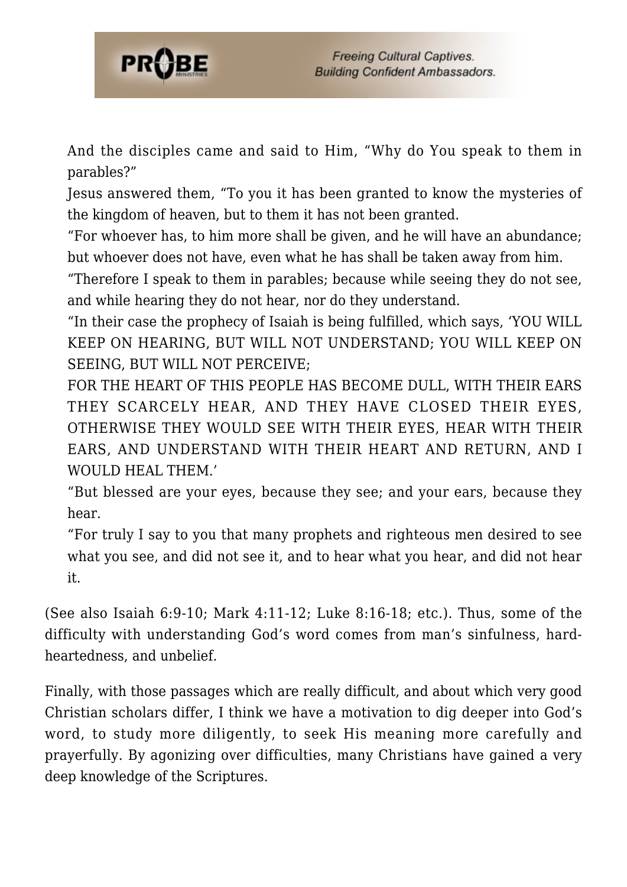> And the disciples came and said to Him, "Why do You speak to them in parables?"
> Jesus answered them, "To you it has been granted to know the mysteries of the kingdom of heaven, but to them it has not been granted.
> "For whoever has, to him more shall be given, and he will have an abundance; but whoever does not have, even what he has shall be taken away from him.
> "Therefore I speak to them in parables; because while seeing they do not see, and while hearing they do not hear, nor do they understand.
> "In their case the prophecy of Isaiah is being fulfilled, which says, 'YOU WILL KEEP ON HEARING, BUT WILL NOT UNDERSTAND; YOU WILL KEEP ON SEEING, BUT WILL NOT PERCEIVE;
> FOR THE HEART OF THIS PEOPLE HAS BECOME DULL, WITH THEIR EARS THEY SCARCELY HEAR, AND THEY HAVE CLOSED THEIR EYES, OTHERWISE THEY WOULD SEE WITH THEIR EYES, HEAR WITH THEIR EARS, AND UNDERSTAND WITH THEIR HEART AND RETURN, AND I WOULD HEAL THEM.'
> "But blessed are your eyes, because they see; and your ears, because they hear.
> "For truly I say to you that many prophets and righteous men desired to see what you see, and did not see it, and to hear what you hear, and did not hear it.

(See also Isaiah 6:9-10; Mark 4:11-12; Luke 8:16-18; etc.). Thus, some of the difficulty with understanding God's word comes from man's sinfulness, hard-heartedness, and unbelief.

Finally, with those passages which are really difficult, and about which very good Christian scholars differ, I think we have a motivation to dig deeper into God's word, to study more diligently, to seek His meaning more carefully and prayerfully. By agonizing over difficulties, many Christians have gained a very deep knowledge of the Scriptures.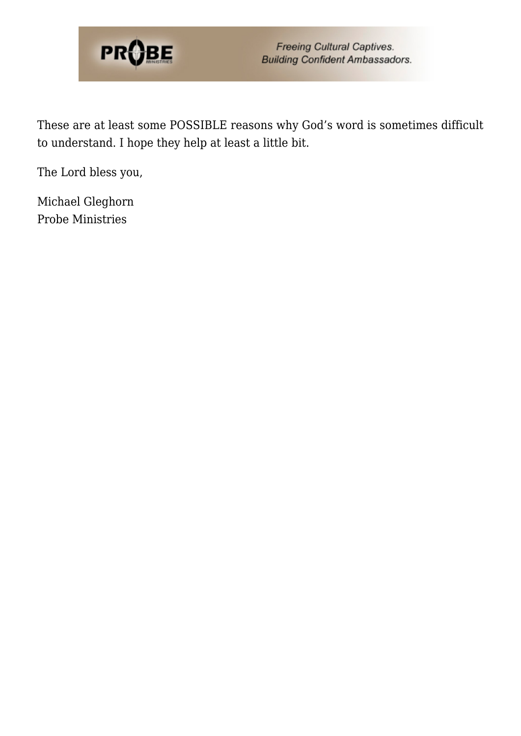These are at least some POSSIBLE reasons why God's word is sometimes difficult to understand. I hope they help at least a little bit.

The Lord bless you,

Michael Gleghorn
Probe Ministries